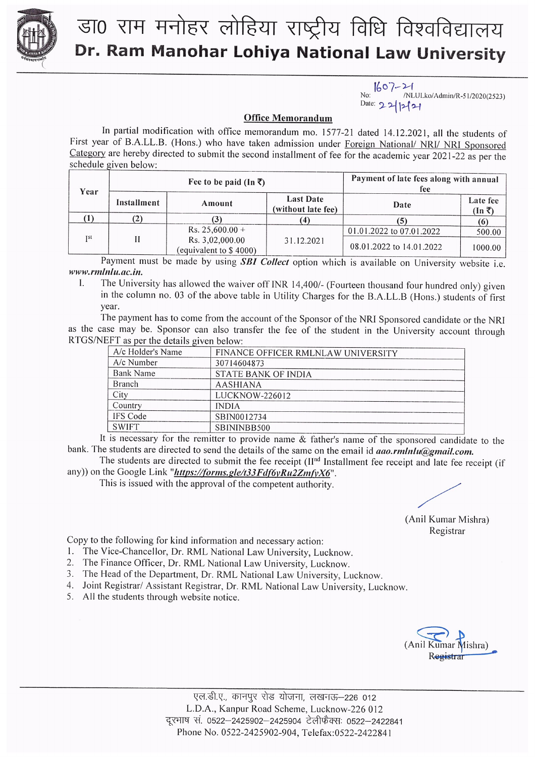# डा0 राम मनोहर लोहिया राष्ट्रीय विधि विश्वविद्यालय
# Dr. Ram Manohar Lohiya National Law University

No: 1607-21/NLULko/Admin/R-51/2020(2523)
Date: 22/12/21

## Office Memorandum

In partial modification with office memorandum mo. 1577-21 dated 14.12.2021, all the students of First year of B.A.LL.B. (Hons.) who have taken admission under Foreign National/ NRI/ NRI Sponsored Category are hereby directed to submit the second installment of fee for the academic year 2021-22 as per the schedule given below:

| Year | Fee to be paid (In ₹) | | | Payment of late fees along with annual fee | |
|---|---|---|---|---|---|
| | Installment | Amount | Last Date (without late fee) | Date | Late fee (In ₹) |
| (1) | (2) | (3) | (4) | (5) | (6) |
| I[st] | II | Rs. 25,600.00 + Rs. 3,02,000.00 (equivalent to $ 4000) | 31.12.2021 | 01.01.2022 to 07.01.2022 | 500.00 |
| | | | | 08.01.2022 to 14.01.2022 | 1000.00 |

Payment must be made by using ***SBI Collect*** option which is available on University website i.e. ***www.rmlnlu.ac.in.***

I. The University has allowed the waiver off INR 14,400/- (Fourteen thousand four hundred only) given in the column no. 03 of the above table in Utility Charges for the B.A.LL.B (Hons.) students of first year.

The payment has to come from the account of the Sponsor of the NRI Sponsored candidate or the NRI as the case may be. Sponsor can also transfer the fee of the student in the University account through RTGS/NEFT as per the details given below:

| | |
|---|---|
| A/c Holder's Name | FINANCE OFFICER RMLNLAW UNIVERSITY |
| A/c Number | 30714604873 |
| Bank Name | STATE BANK OF INDIA |
| Branch | AASHIANA |
| City | LUCKNOW-226012 |
| Country | INDIA |
| IFS Code | SBIN0012734 |
| SWIFT | SBININBB500 |

It is necessary for the remitter to provide name & father's name of the sponsored candidate to the bank. The students are directed to send the details of the same on the email id ***aao.rmlnlu@gmail.com.***

The students are directed to submit the fee receipt (II[nd] Installment fee receipt and late fee receipt (if any)) on the Google Link "***https://forms.gle/t33Fdf6yRu2ZmfyX6***".

This is issued with the approval of the competent authority.

(Anil Kumar Mishra)
Registrar

Copy to the following for kind information and necessary action:

1. The Vice-Chancellor, Dr. RML National Law University, Lucknow.
2. The Finance Officer, Dr. RML National Law University, Lucknow.
3. The Head of the Department, Dr. RML National Law University, Lucknow.
4. Joint Registrar/ Assistant Registrar, Dr. RML National Law University, Lucknow.
5. All the students through website notice.

(Anil Kumar Mishra)
Registrar

एल.डी.ए., कानपुर रोड योजना, लखनऊ–226 012
L.D.A., Kanpur Road Scheme, Lucknow-226 012
दूरभाष सं. 0522–2425902–2425904 टेलीफैक्स: 0522–2422841
Phone No. 0522-2425902-904, Telefax:0522-2422841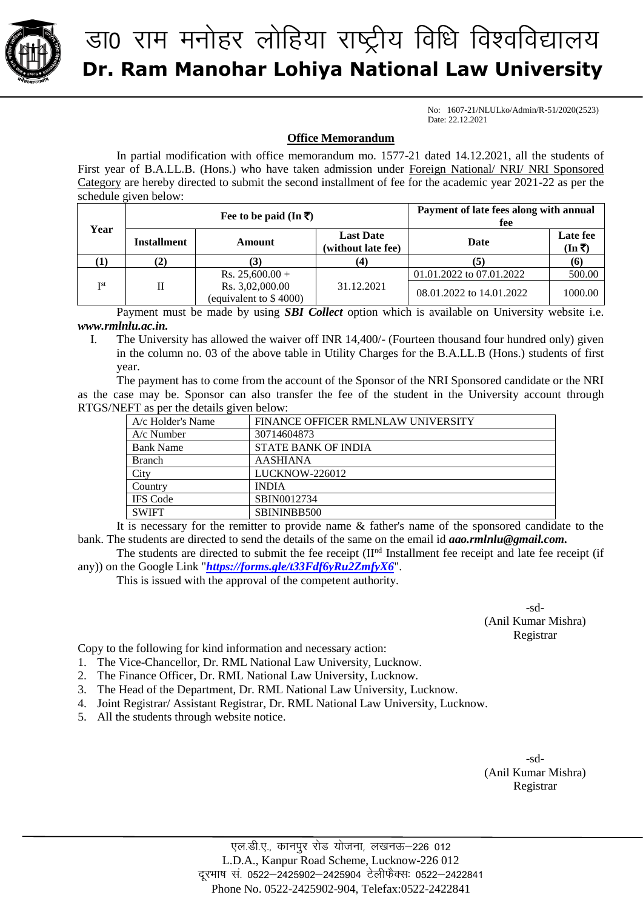# डा0 राम मनोहर लोहिया राष्ट्रीय विधि विश्वविद्यालय
# Dr. Ram Manohar Lohiya National Law University

No: 1607-21/NLULko/Admin/R-51/2020(2523)
Date: 22.12.2021

## Office Memorandum

In partial modification with office memorandum mo. 1577-21 dated 14.12.2021, all the students of First year of B.A.LL.B. (Hons.) who have taken admission under Foreign National/ NRI/ NRI Sponsored Category are hereby directed to submit the second installment of fee for the academic year 2021-22 as per the schedule given below:

| Year | Fee to be paid (In ₹) | | | Payment of late fees along with annual fee | |
|---|---|---|---|---|---|
| | Installment | Amount | Last Date (without late fee) | Date | Late fee (In ₹) |
| (1) | (2) | (3) | (4) | (5) | (6) |
| Ist | II | Rs. 25,600.00 + Rs. 3,02,000.00 (equivalent to $ 4000) | 31.12.2021 | 01.01.2022 to 07.01.2022 | 500.00 |
| | | | | 08.01.2022 to 14.01.2022 | 1000.00 |

Payment must be made by using ***SBI Collect*** option which is available on University website i.e. ***www.rmlnlu.ac.in.***

I. The University has allowed the waiver off INR 14,400/- (Fourteen thousand four hundred only) given in the column no. 03 of the above table in Utility Charges for the B.A.LL.B (Hons.) students of first year.

The payment has to come from the account of the Sponsor of the NRI Sponsored candidate or the NRI as the case may be. Sponsor can also transfer the fee of the student in the University account through RTGS/NEFT as per the details given below:

| | |
|---|---|
| A/c Holder's Name | FINANCE OFFICER RMLNLAW UNIVERSITY |
| A/c Number | 30714604873 |
| Bank Name | STATE BANK OF INDIA |
| Branch | AASHIANA |
| City | LUCKNOW-226012 |
| Country | INDIA |
| IFS Code | SBIN0012734 |
| SWIFT | SBININBB500 |

It is necessary for the remitter to provide name & father's name of the sponsored candidate to the bank. The students are directed to send the details of the same on the email id ***aao.rmlnlu@gmail.com.***

The students are directed to submit the fee receipt (IInd Installment fee receipt and late fee receipt (if any)) on the Google Link "***https://forms.gle/t33Fdf6yRu2ZmfyX6***".

This is issued with the approval of the competent authority.

-sd-
(Anil Kumar Mishra)
Registrar

Copy to the following for kind information and necessary action:

1. The Vice-Chancellor, Dr. RML National Law University, Lucknow.
2. The Finance Officer, Dr. RML National Law University, Lucknow.
3. The Head of the Department, Dr. RML National Law University, Lucknow.
4. Joint Registrar/ Assistant Registrar, Dr. RML National Law University, Lucknow.
5. All the students through website notice.

-sd-
(Anil Kumar Mishra)
Registrar

एल.डी.ए., कानपुर रोड योजना, लखनऊ–226 012
L.D.A., Kanpur Road Scheme, Lucknow-226 012
दूरभाष सं. 0522–2425902–2425904 टेलीफैक्स: 0522–2422841
Phone No. 0522-2425902-904, Telefax:0522-2422841